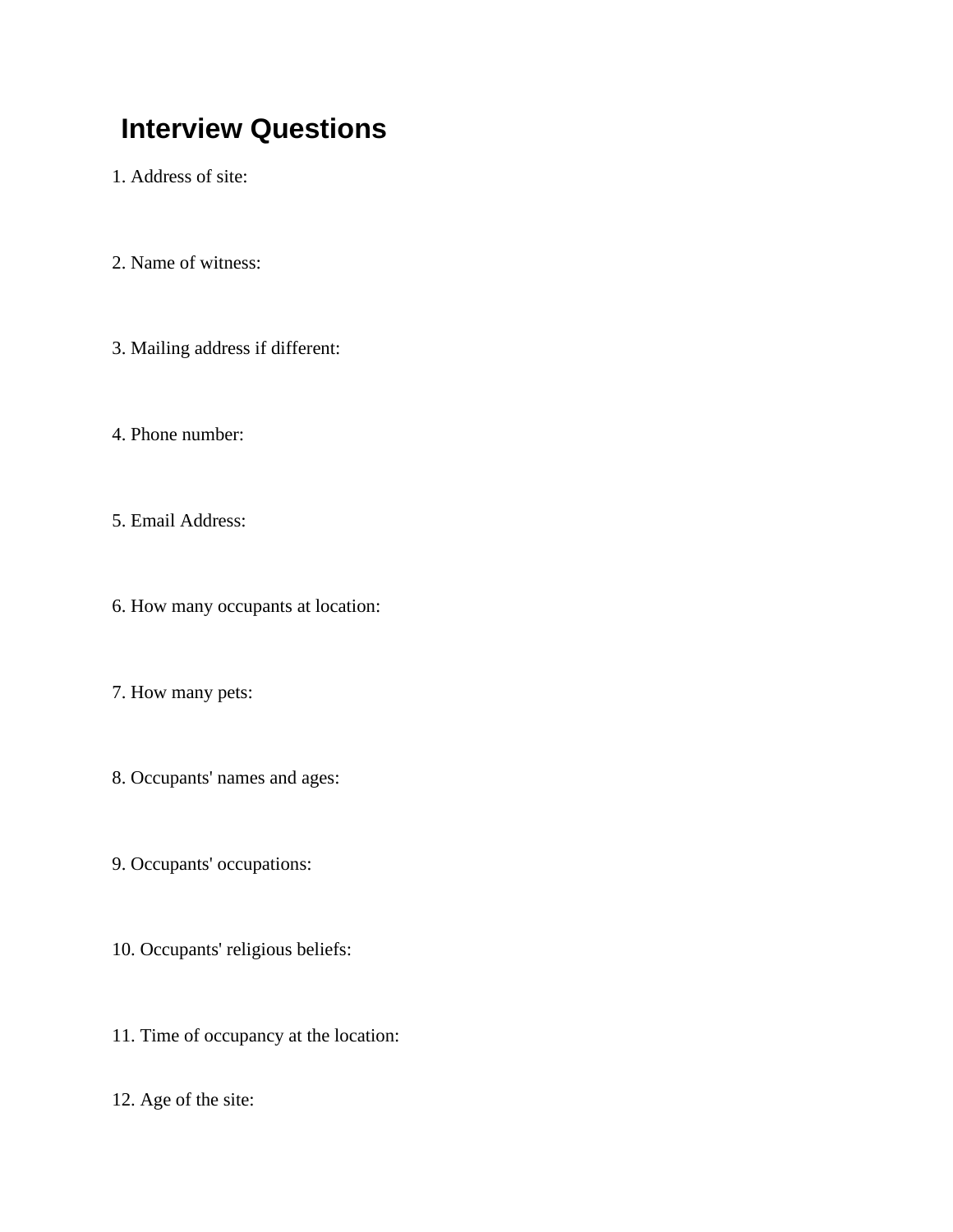# Interview Questions

1. Address of site:

2. Name of witness:

3. Mailing address if different:

4. Phone number:

5. Email Address:

6. How many occupants at location:

7. How many pets:

8. Occupants' names and ages:

9. Occupants' occupations:

10. Occupants' religious beliefs:

11. Time of occupancy at the location:

12. Age of the site: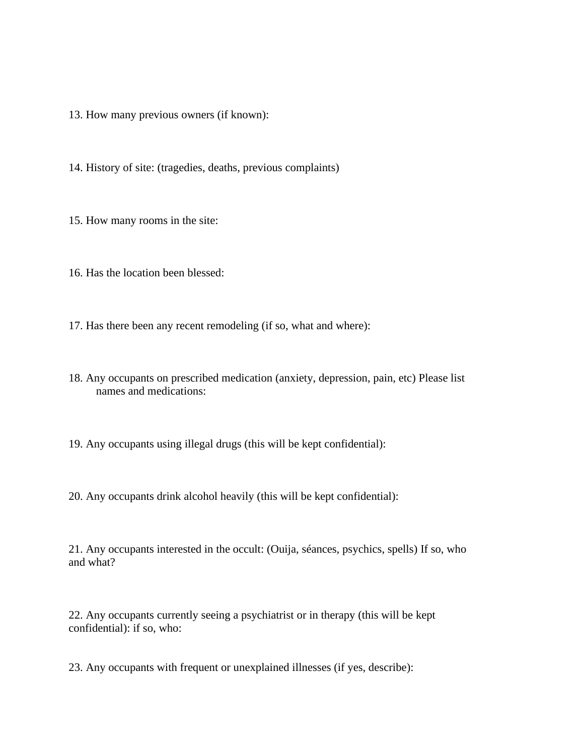13. How many previous owners (if known):

14. History of site: (tragedies, deaths, previous complaints)

15. How many rooms in the site:

16. Has the location been blessed:

17. Has there been any recent remodeling (if so, what and where):

18. Any occupants on prescribed medication (anxiety, depression, pain, etc) Please list names and medications:

19. Any occupants using illegal drugs (this will be kept confidential):

20. Any occupants drink alcohol heavily (this will be kept confidential):

21. Any occupants interested in the occult: (Ouija, séances, psychics, spells) If so, who and what?

22. Any occupants currently seeing a psychiatrist or in therapy (this will be kept confidential): if so, who:

23. Any occupants with frequent or unexplained illnesses (if yes, describe):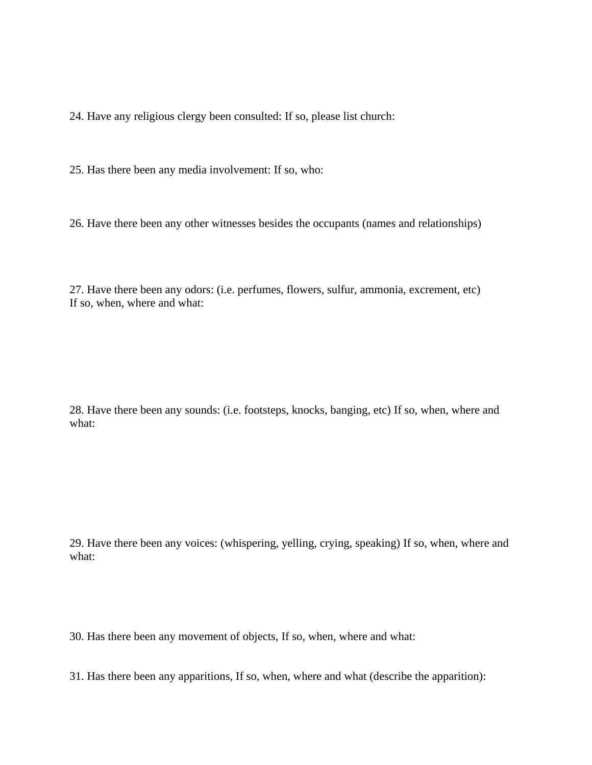24. Have any religious clergy been consulted: If so, please list church:

25. Has there been any media involvement: If so, who:

26. Have there been any other witnesses besides the occupants (names and relationships)

27. Have there been any odors: (i.e. perfumes, flowers, sulfur, ammonia, excrement, etc)
If so, when, where and what:

28. Have there been any sounds: (i.e. footsteps, knocks, banging, etc) If so, when, where and what:

29. Have there been any voices: (whispering, yelling, crying, speaking) If so, when, where and what:

30. Has there been any movement of objects, If so, when, where and what:

31. Has there been any apparitions, If so, when, where and what (describe the apparition):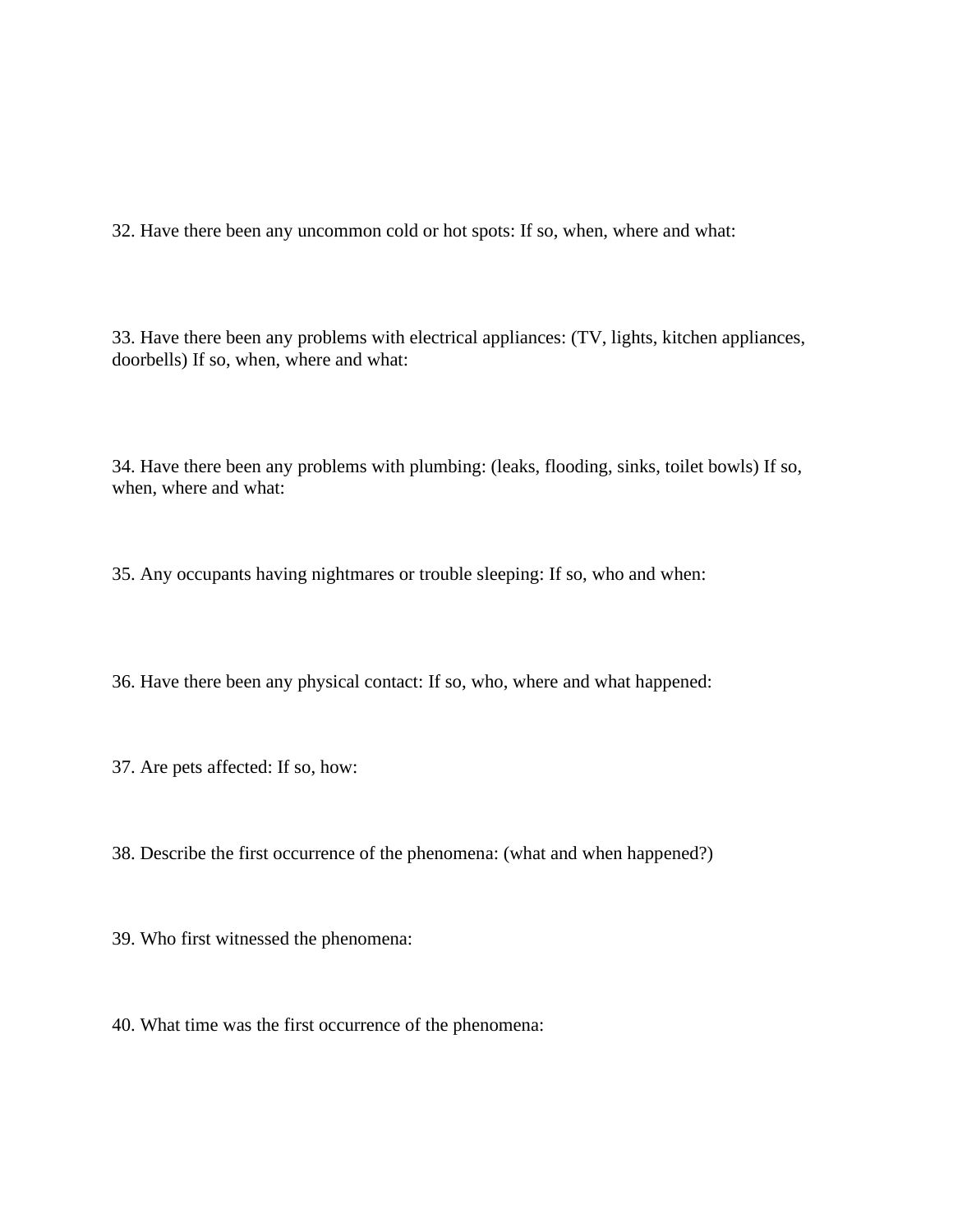32. Have there been any uncommon cold or hot spots: If so, when, where and what:

33. Have there been any problems with electrical appliances: (TV, lights, kitchen appliances, doorbells) If so, when, where and what:

34. Have there been any problems with plumbing: (leaks, flooding, sinks, toilet bowls) If so, when, where and what:

35. Any occupants having nightmares or trouble sleeping: If so, who and when:

36. Have there been any physical contact: If so, who, where and what happened:

37. Are pets affected: If so, how:

38. Describe the first occurrence of the phenomena: (what and when happened?)

39. Who first witnessed the phenomena:

40. What time was the first occurrence of the phenomena: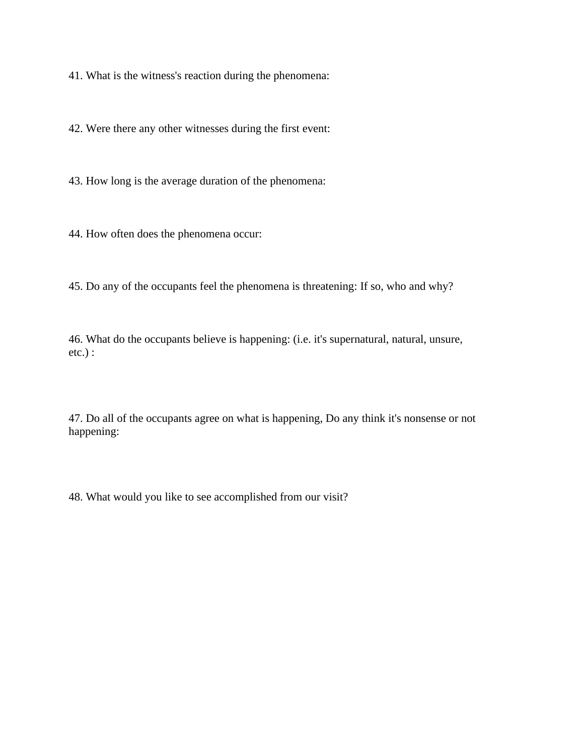41. What is the witness's reaction during the phenomena:

42. Were there any other witnesses during the first event:

43. How long is the average duration of the phenomena:

44. How often does the phenomena occur:

45. Do any of the occupants feel the phenomena is threatening: If so, who and why?

46. What do the occupants believe is happening: (i.e. it's supernatural, natural, unsure, etc.) :

47. Do all of the occupants agree on what is happening, Do any think it's nonsense or not happening:

48. What would you like to see accomplished from our visit?